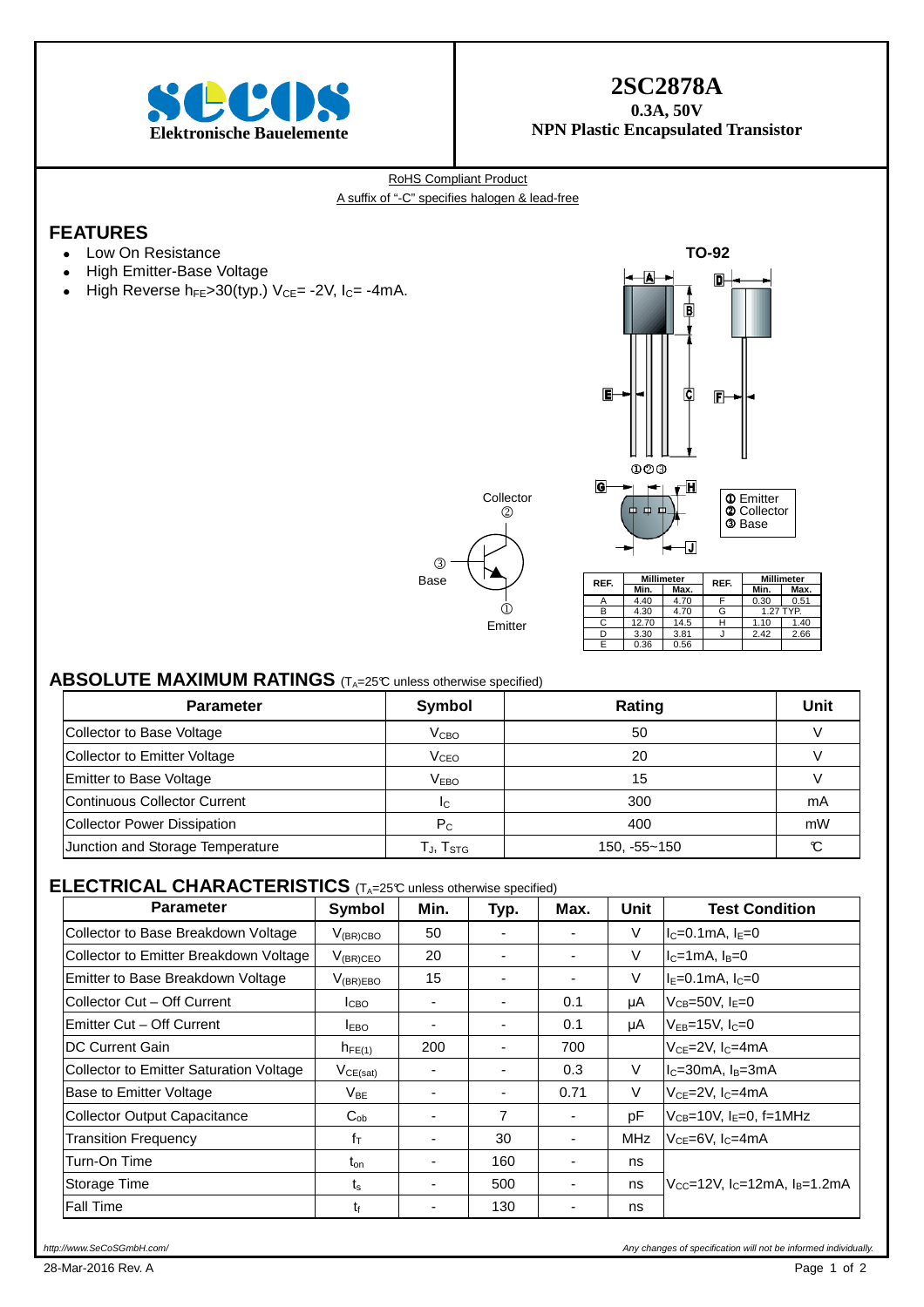**SeCoS**
**Elektronische Bauelemente**

# 2SC2878A

**0.3A, 50V**
**NPN Plastic Encapsulated Transistor**

RoHS Compliant Product
A suffix of "-C" specifies halogen & lead-free

## FEATURES

- Low On Resistance
- High Emitter-Base Voltage
- High Reverse $h_{FE}$>30(typ.) $V_{CE}$= -2V, $I_C$= -4mA.

**TO-92**

① Emitter
② Collector
③ Base

Collector ②
③ Base
① Emitter

| REF. | Millimeter | | REF. | Millimeter | |
|---|---|---|---|---|---|
| | Min. | Max. | | Min. | Max. |
| A | 4.40 | 4.70 | F | 0.30 | 0.51 |
| B | 4.30 | 4.70 | G | 1.27 TYP. | |
| C | 12.70 | 14.5 | H | 1.10 | 1.40 |
| D | 3.30 | 3.81 | J | 2.42 | 2.66 |
| E | 0.36 | 0.56 | | | |

## ABSOLUTE MAXIMUM RATINGS ($T_A$=25℃ unless otherwise specified)

| Parameter | Symbol | Rating | Unit |
|---|---|---|---|
| Collector to Base Voltage | $V_{CBO}$ | 50 | V |
| Collector to Emitter Voltage | $V_{CEO}$ | 20 | V |
| Emitter to Base Voltage | $V_{EBO}$ | 15 | V |
| Continuous Collector Current | $I_C$ | 300 | mA |
| Collector Power Dissipation | $P_C$ | 400 | mW |
| Junction and Storage Temperature | $T_J$, $T_{STG}$ | 150, -55~150 | ℃ |

## ELECTRICAL CHARACTERISTICS ($T_A$=25℃ unless otherwise specified)

| Parameter | Symbol | Min. | Typ. | Max. | Unit | Test Condition |
|---|---|---|---|---|---|---|
| Collector to Base Breakdown Voltage | $V_{(BR)CBO}$ | 50 | - | - | V | $I_C$=0.1mA, $I_E$=0 |
| Collector to Emitter Breakdown Voltage | $V_{(BR)CEO}$ | 20 | - | - | V | $I_C$=1mA, $I_B$=0 |
| Emitter to Base Breakdown Voltage | $V_{(BR)EBO}$ | 15 | - | - | V | $I_E$=0.1mA, $I_C$=0 |
| Collector Cut – Off Current | $I_{CBO}$ | - | - | 0.1 | μA | $V_{CB}$=50V, $I_E$=0 |
| Emitter Cut – Off Current | $I_{EBO}$ | - | - | 0.1 | μA | $V_{EB}$=15V, $I_C$=0 |
| DC Current Gain | $h_{FE(1)}$ | 200 | - | 700 | | $V_{CE}$=2V, $I_C$=4mA |
| Collector to Emitter Saturation Voltage | $V_{CE(sat)}$ | - | - | 0.3 | V | $I_C$=30mA, $I_B$=3mA |
| Base to Emitter Voltage | $V_{BE}$ | - | - | 0.71 | V | $V_{CE}$=2V, $I_C$=4mA |
| Collector Output Capacitance | $C_{ob}$ | - | 7 | - | pF | $V_{CB}$=10V, $I_E$=0, f=1MHz |
| Transition Frequency | $f_T$ | - | 30 | - | MHz | $V_{CE}$=6V, $I_C$=4mA |
| Turn-On Time | $t_{on}$ | - | 160 | - | ns | $V_{CC}$=12V, $I_C$=12mA, $I_B$=1.2mA |
| Storage Time | $t_s$ | - | 500 | - | ns | |
| Fall Time | $t_f$ | - | 130 | - | ns | |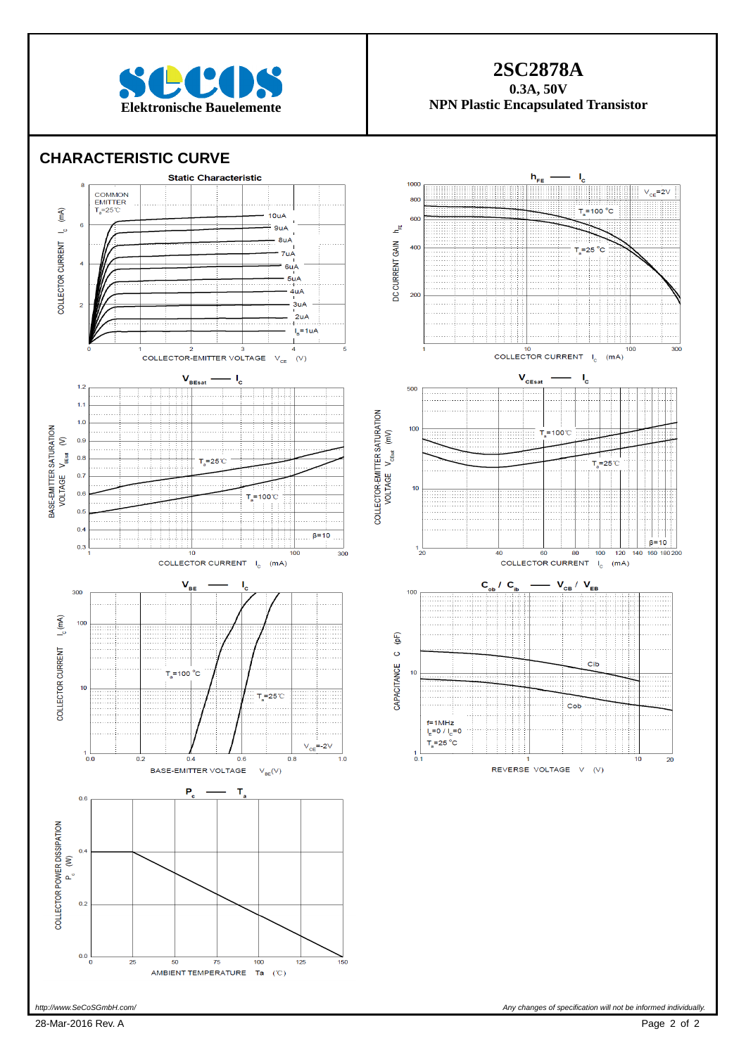**secos**
Elektronische Bauelemente

# 2SC2878A

**0.3A, 50V**
**NPN Plastic Encapsulated Transistor**

## CHARACTERISTIC CURVE

**Static Characteristic**

COMMON EMITTER
$T_a$=25℃

10uA
9uA
8uA
7uA
6uA
5uA
4uA
3uA
2uA
$I_B$=1uA

COLLECTOR CURRENT $I_C$ (mA)
0
2
4
6
8

COLLECTOR-EMITTER VOLTAGE $V_{CE}$ (V)
0
1
2
3
4
5

**$h_{FE}$ — $I_C$**

$V_{CE}$=2V
$T_a$=100 °C
$T_a$=25 °C

DC CURRENT GAIN $h_{FE}$
200
400
600
800
1000

COLLECTOR CURRENT $I_C$ (mA)
1
10
100
300

**$V_{BEsat}$ — $I_C$**

$T_a$=25℃
$T_a$=100℃
β=10

BASE-EMITTER SATURATION VOLTAGE $V_{BEsat}$ (V)
0.3
0.4
0.5
0.6
0.7
0.8
0.9
1.0
1.1
1.2

COLLECTOR CURRENT $I_C$ (mA)
1
10
100
300

**$V_{CEsat}$ — $I_C$**

$T_a$=100℃
$T_a$=25℃
β=10

COLLECTOR-EMITTER SATURATION VOLTAGE $V_{CEsat}$ (mV)
1
10
100
500

COLLECTOR CURRENT $I_C$ (mA)
20
40
60
80
100
120
140
160
180
200

**$V_{BE}$ — $I_C$**

$T_a$=100 °C
$T_a$=25℃
$V_{CE}$=-2V

COLLECTOR CURRENT $I_C$ (mA)
1
10
100
300

BASE-EMITTER VOLTAGE $V_{BE}$(V)
0.0
0.2
0.4
0.6
0.8
1.0

**$C_{ob}$ / $C_{ib}$ — $V_{CB}$ / $V_{EB}$**

Cib
Cob
f=1MHz
$I_E$=0 / $I_C$=0
$T_a$=25 °C

CAPACITANCE C (pF)
1
10
100

REVERSE VOLTAGE V (V)
0.1
1
10
20

**$P_C$ — $T_a$**

COLLECTOR POWER DISSIPATION $P_C$ (W)
0.0
0.2
0.4
0.6

AMBIENT TEMPERATURE Ta (℃)
0
25
50
75
100
125
150

*http://www.SeCoSGmbH.com/*

*Any changes of specification will not be informed individually.*

28-Mar-2016 Rev. A